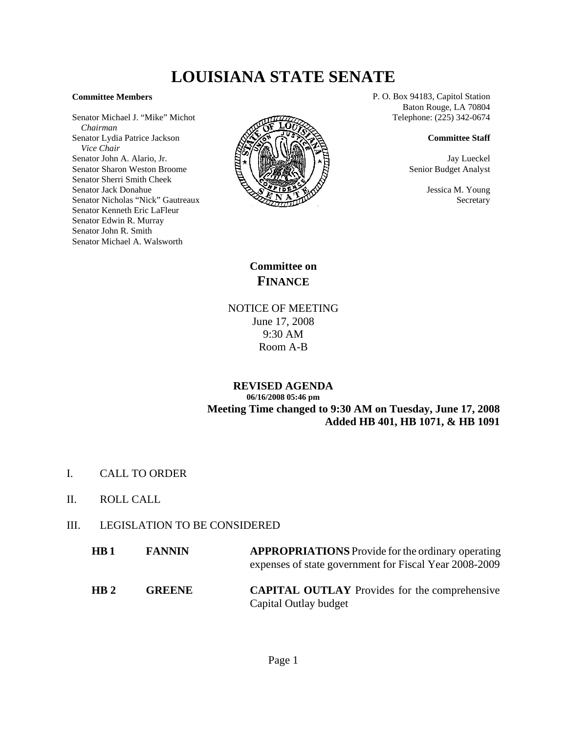# LOUISIANA STATE SENATE

**Committee Members**

Senator Michael J. "Mike" Michot
*Chairman*
Senator Lydia Patrice Jackson
*Vice Chair*
Senator John A. Alario, Jr.
Senator Sharon Weston Broome
Senator Sherri Smith Cheek
Senator Jack Donahue
Senator Nicholas "Nick" Gautreaux
Senator Kenneth Eric LaFleur
Senator Edwin R. Murray
Senator John R. Smith
Senator Michael A. Walsworth

P. O. Box 94183, Capitol Station
Baton Rouge, LA 70804
Telephone: (225) 342-0674

**Committee Staff**

Jay Lueckel
Senior Budget Analyst

Jessica M. Young
Secretary

## Committee on FINANCE

NOTICE OF MEETING
June 17, 2008
9:30 AM
Room A-B

**REVISED AGENDA**
**06/16/2008 05:46 pm**
**Meeting Time changed to 9:30 AM on Tuesday, June 17, 2008**
**Added HB 401, HB 1071, & HB 1091**

I. CALL TO ORDER

II. ROLL CALL

III. LEGISLATION TO BE CONSIDERED

| | | |
|---|---|---|
| **HB 1** | **FANNIN** | **APPROPRIATIONS** Provide for the ordinary operating expenses of state government for Fiscal Year 2008-2009 |
| **HB 2** | **GREENE** | **CAPITAL OUTLAY** Provides for the comprehensive Capital Outlay budget |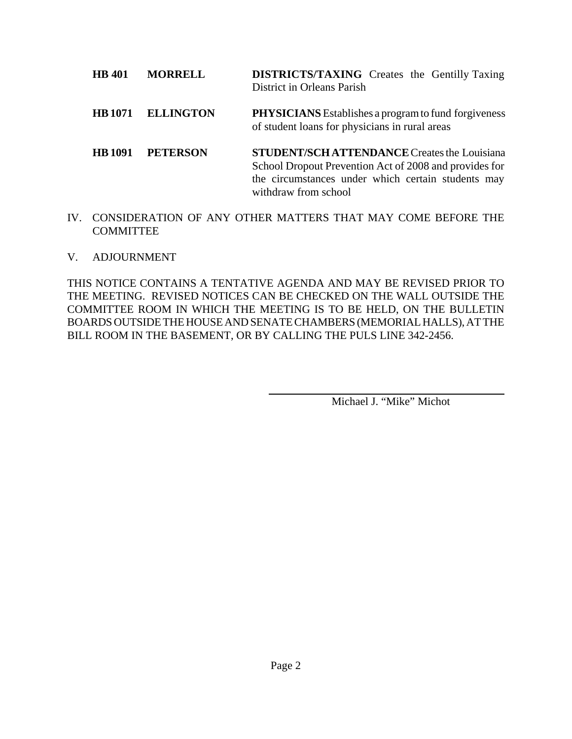| | | |
|---|---|---|
| **HB 401** | **MORRELL** | **DISTRICTS/TAXING** Creates the Gentilly Taxing District in Orleans Parish |
| **HB 1071** | **ELLINGTON** | **PHYSICIANS** Establishes a program to fund forgiveness of student loans for physicians in rural areas |
| **HB 1091** | **PETERSON** | **STUDENT/SCH ATTENDANCE** Creates the Louisiana School Dropout Prevention Act of 2008 and provides for the circumstances under which certain students may withdraw from school |

IV. CONSIDERATION OF ANY OTHER MATTERS THAT MAY COME BEFORE THE COMMITTEE

V. ADJOURNMENT

THIS NOTICE CONTAINS A TENTATIVE AGENDA AND MAY BE REVISED PRIOR TO THE MEETING. REVISED NOTICES CAN BE CHECKED ON THE WALL OUTSIDE THE COMMITTEE ROOM IN WHICH THE MEETING IS TO BE HELD, ON THE BULLETIN BOARDS OUTSIDE THE HOUSE AND SENATE CHAMBERS (MEMORIAL HALLS), AT THE BILL ROOM IN THE BASEMENT, OR BY CALLING THE PULS LINE 342-2456.

Michael J. "Mike" Michot